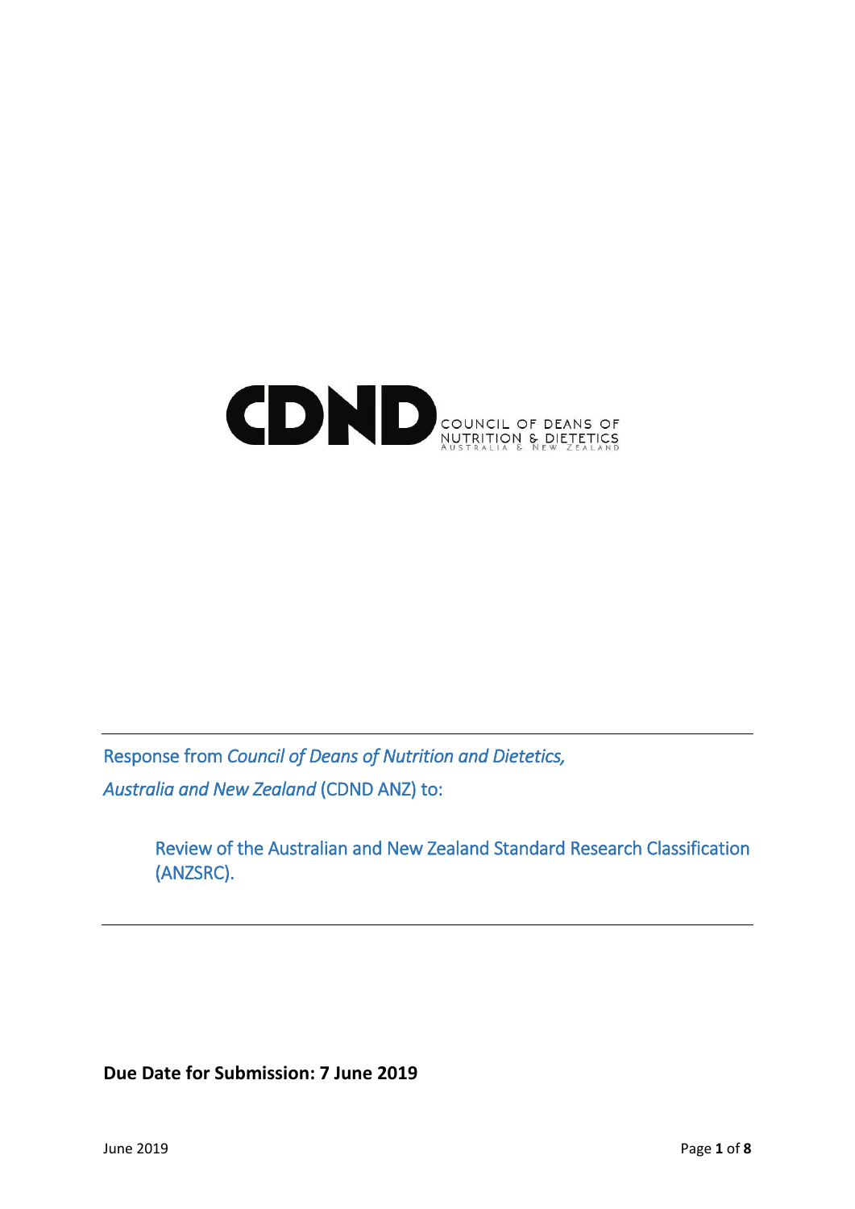**CDND** COUNCIL OF DEANS OF NUTRITION & DIETETICS AUSTRALIA & NEW ZEALAND

---

Response from *Council of Deans of Nutrition and Dietetics, Australia and New Zealand* (CDND ANZ) to:

> Review of the Australian and New Zealand Standard Research Classification (ANZSRC).

---

**Due Date for Submission: 7 June 2019**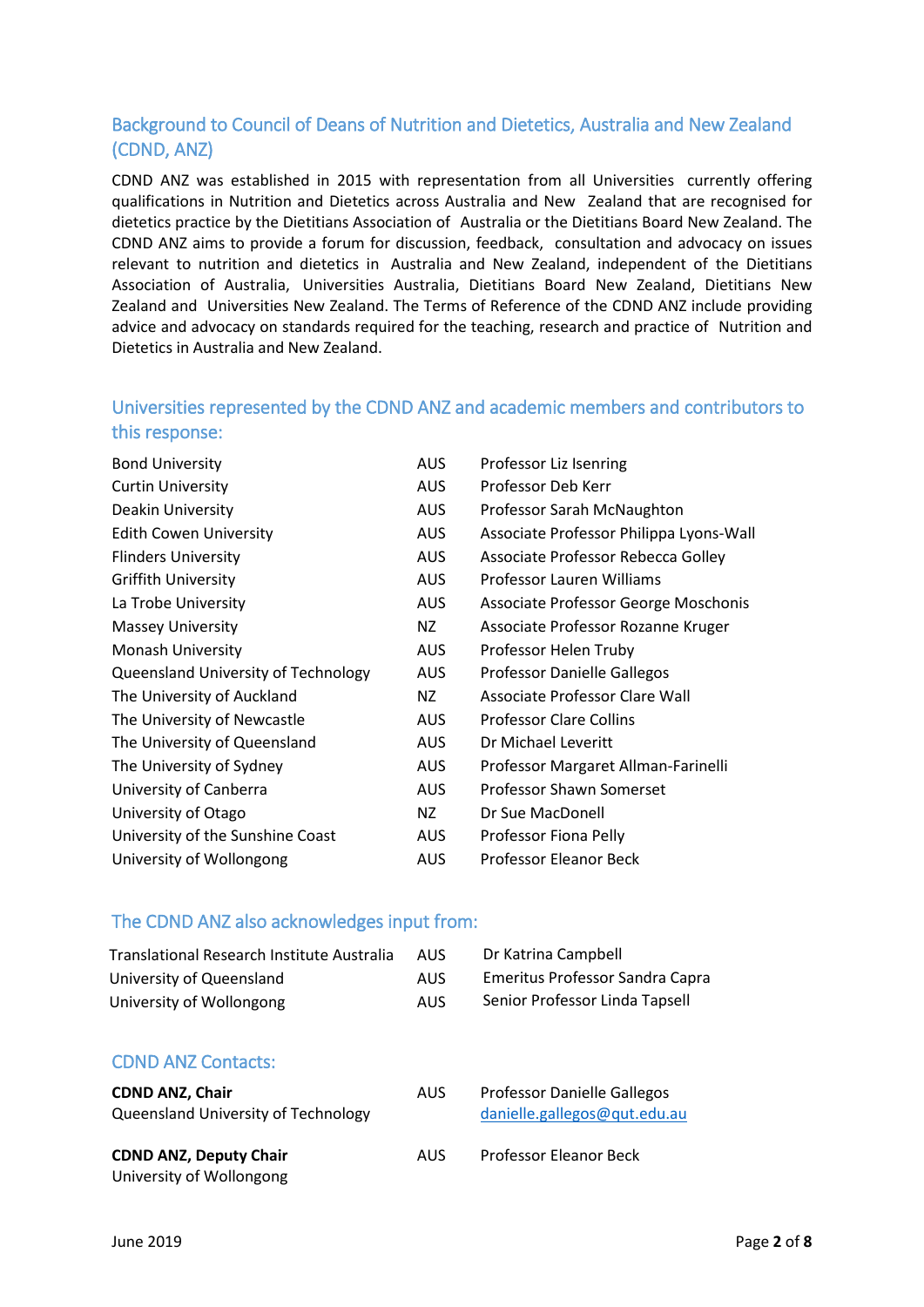## Background to Council of Deans of Nutrition and Dietetics, Australia and New Zealand (CDND, ANZ)

CDND ANZ was established in 2015 with representation from all Universities currently offering qualifications in Nutrition and Dietetics across Australia and New Zealand that are recognised for dietetics practice by the Dietitians Association of Australia or the Dietitians Board New Zealand. The CDND ANZ aims to provide a forum for discussion, feedback, consultation and advocacy on issues relevant to nutrition and dietetics in Australia and New Zealand, independent of the Dietitians Association of Australia, Universities Australia, Dietitians Board New Zealand, Dietitians New Zealand and Universities New Zealand. The Terms of Reference of the CDND ANZ include providing advice and advocacy on standards required for the teaching, research and practice of Nutrition and Dietetics in Australia and New Zealand.

## Universities represented by the CDND ANZ and academic members and contributors to this response:

| University | Country | Member |
|---|---|---|
| Bond University | AUS | Professor Liz Isenring |
| Curtin University | AUS | Professor Deb Kerr |
| Deakin University | AUS | Professor Sarah McNaughton |
| Edith Cowen University | AUS | Associate Professor Philippa Lyons-Wall |
| Flinders University | AUS | Associate Professor Rebecca Golley |
| Griffith University | AUS | Professor Lauren Williams |
| La Trobe University | AUS | Associate Professor George Moschonis |
| Massey University | NZ | Associate Professor Rozanne Kruger |
| Monash University | AUS | Professor Helen Truby |
| Queensland University of Technology | AUS | Professor Danielle Gallegos |
| The University of Auckland | NZ | Associate Professor Clare Wall |
| The University of Newcastle | AUS | Professor Clare Collins |
| The University of Queensland | AUS | Dr Michael Leveritt |
| The University of Sydney | AUS | Professor Margaret Allman-Farinelli |
| University of Canberra | AUS | Professor Shawn Somerset |
| University of Otago | NZ | Dr Sue MacDonell |
| University of the Sunshine Coast | AUS | Professor Fiona Pelly |
| University of Wollongong | AUS | Professor Eleanor Beck |

## The CDND ANZ also acknowledges input from:

| Institution | Country | Contributor |
|---|---|---|
| Translational Research Institute Australia | AUS | Dr Katrina Campbell |
| University of Queensland | AUS | Emeritus Professor Sandra Capra |
| University of Wollongong | AUS | Senior Professor Linda Tapsell |

## CDND ANZ Contacts:

**CDND ANZ, Chair**
Queensland University of Technology — AUS — Professor Danielle Gallegos
danielle.gallegos@qut.edu.au

**CDND ANZ, Deputy Chair**
University of Wollongong — AUS — Professor Eleanor Beck

June 2019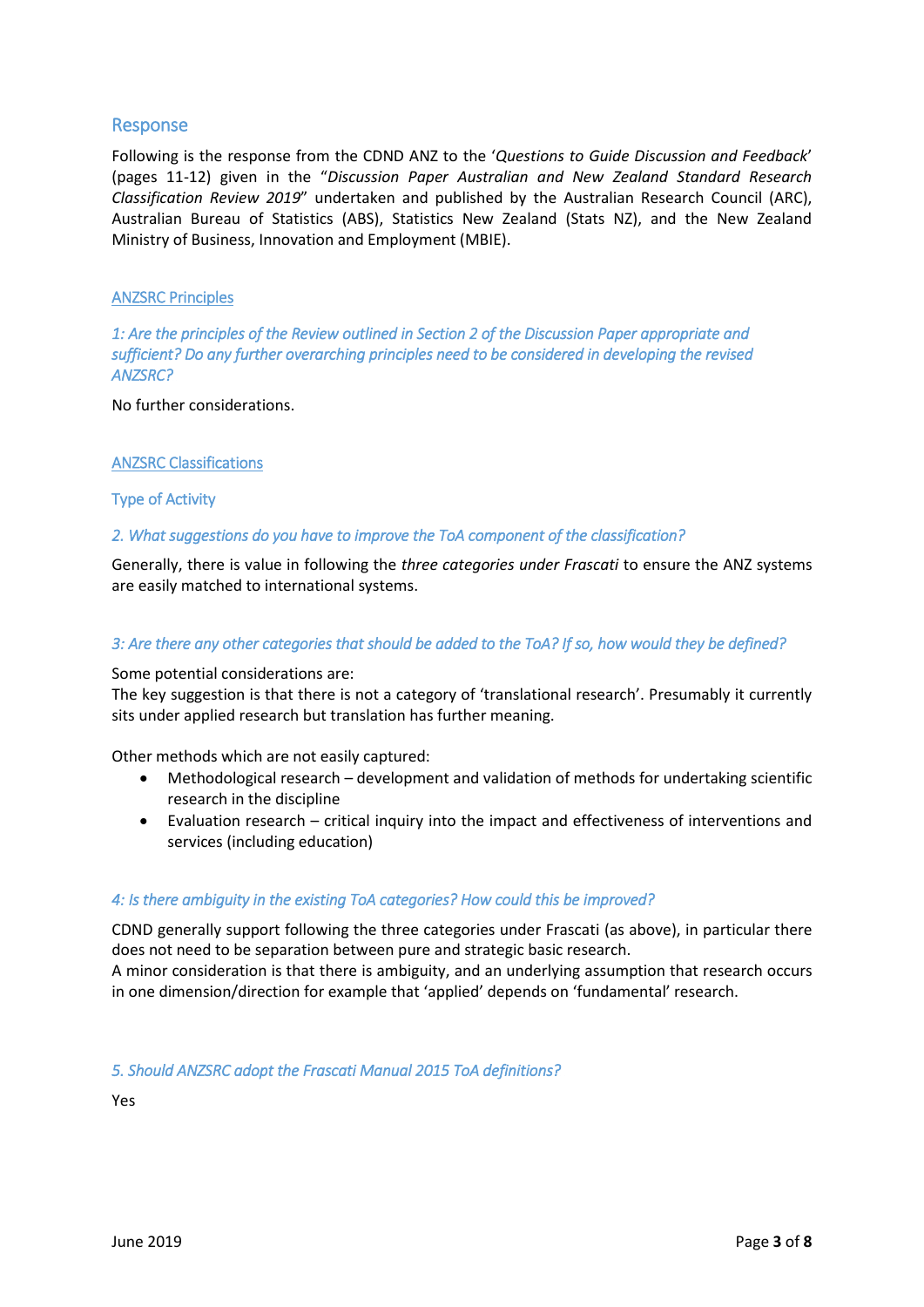## Response

Following is the response from the CDND ANZ to the '*Questions to Guide Discussion and Feedback*' (pages 11-12) given in the "*Discussion Paper Australian and New Zealand Standard Research Classification Review 2019*" undertaken and published by the Australian Research Council (ARC), Australian Bureau of Statistics (ABS), Statistics New Zealand (Stats NZ), and the New Zealand Ministry of Business, Innovation and Employment (MBIE).

### ANZSRC Principles

*1: Are the principles of the Review outlined in Section 2 of the Discussion Paper appropriate and sufficient? Do any further overarching principles need to be considered in developing the revised ANZSRC?*

No further considerations.

### ANZSRC Classifications

#### Type of Activity

*2. What suggestions do you have to improve the ToA component of the classification?*

Generally, there is value in following the *three categories under Frascati* to ensure the ANZ systems are easily matched to international systems.

*3: Are there any other categories that should be added to the ToA? If so, how would they be defined?*

Some potential considerations are:
The key suggestion is that there is not a category of 'translational research'. Presumably it currently sits under applied research but translation has further meaning.

Other methods which are not easily captured:

- Methodological research – development and validation of methods for undertaking scientific research in the discipline
- Evaluation research – critical inquiry into the impact and effectiveness of interventions and services (including education)

*4: Is there ambiguity in the existing ToA categories? How could this be improved?*

CDND generally support following the three categories under Frascati (as above), in particular there does not need to be separation between pure and strategic basic research.
A minor consideration is that there is ambiguity, and an underlying assumption that research occurs in one dimension/direction for example that 'applied' depends on 'fundamental' research.

*5. Should ANZSRC adopt the Frascati Manual 2015 ToA definitions?*

Yes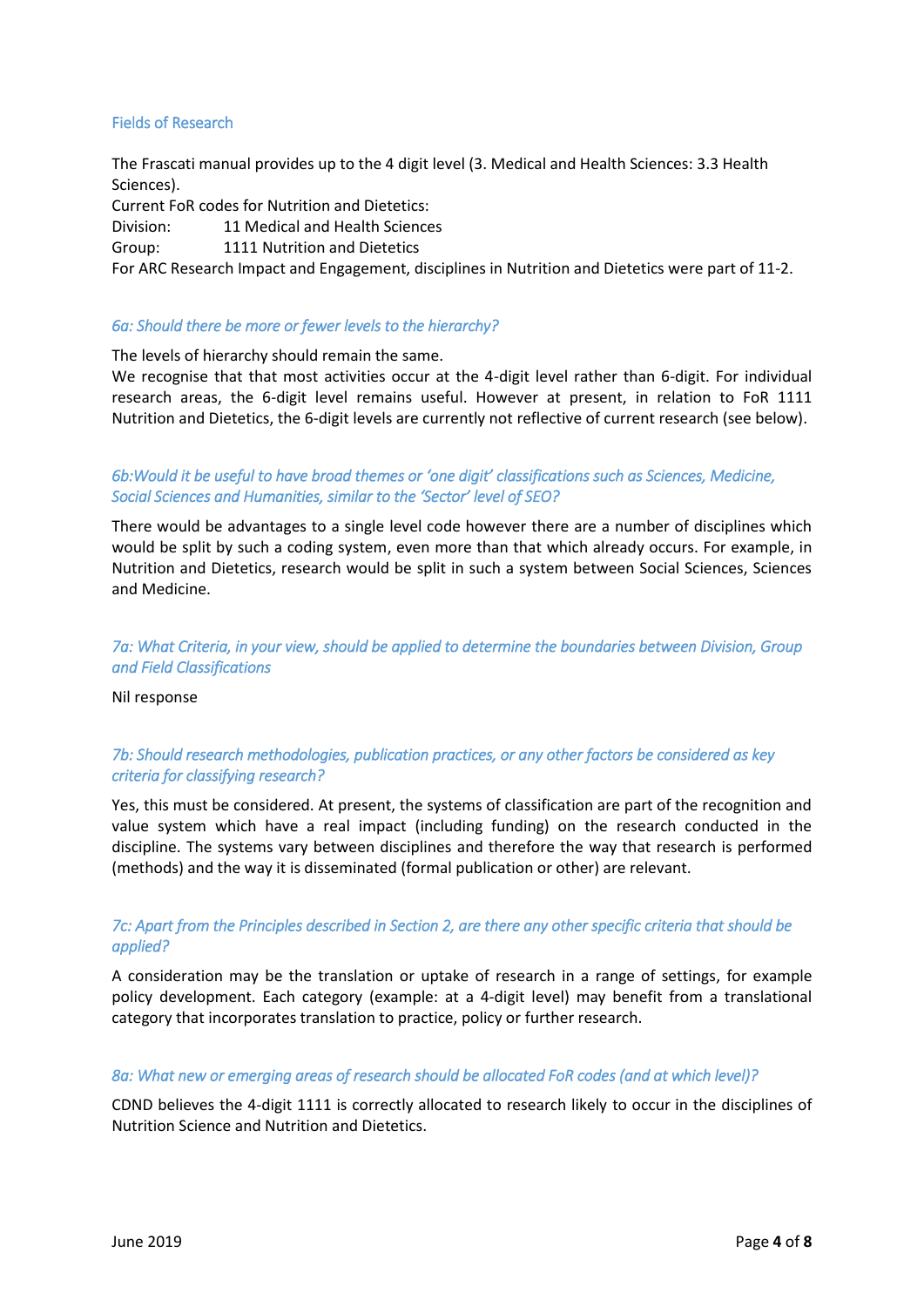## Fields of Research

The Frascati manual provides up to the 4 digit level (3. Medical and Health Sciences: 3.3 Health Sciences).

Current FoR codes for Nutrition and Dietetics:

Division: 11 Medical and Health Sciences

Group: 1111 Nutrition and Dietetics

For ARC Research Impact and Engagement, disciplines in Nutrition and Dietetics were part of 11-2.

### *6a: Should there be more or fewer levels to the hierarchy?*

The levels of hierarchy should remain the same.

We recognise that that most activities occur at the 4-digit level rather than 6-digit. For individual research areas, the 6-digit level remains useful. However at present, in relation to FoR 1111 Nutrition and Dietetics, the 6-digit levels are currently not reflective of current research (see below).

### *6b:Would it be useful to have broad themes or 'one digit' classifications such as Sciences, Medicine, Social Sciences and Humanities, similar to the 'Sector' level of SEO?*

There would be advantages to a single level code however there are a number of disciplines which would be split by such a coding system, even more than that which already occurs. For example, in Nutrition and Dietetics, research would be split in such a system between Social Sciences, Sciences and Medicine.

### *7a: What Criteria, in your view, should be applied to determine the boundaries between Division, Group and Field Classifications*

Nil response

### *7b: Should research methodologies, publication practices, or any other factors be considered as key criteria for classifying research?*

Yes, this must be considered. At present, the systems of classification are part of the recognition and value system which have a real impact (including funding) on the research conducted in the discipline. The systems vary between disciplines and therefore the way that research is performed (methods) and the way it is disseminated (formal publication or other) are relevant.

### *7c: Apart from the Principles described in Section 2, are there any other specific criteria that should be applied?*

A consideration may be the translation or uptake of research in a range of settings, for example policy development. Each category (example: at a 4-digit level) may benefit from a translational category that incorporates translation to practice, policy or further research.

### *8a: What new or emerging areas of research should be allocated FoR codes (and at which level)?*

CDND believes the 4-digit 1111 is correctly allocated to research likely to occur in the disciplines of Nutrition Science and Nutrition and Dietetics.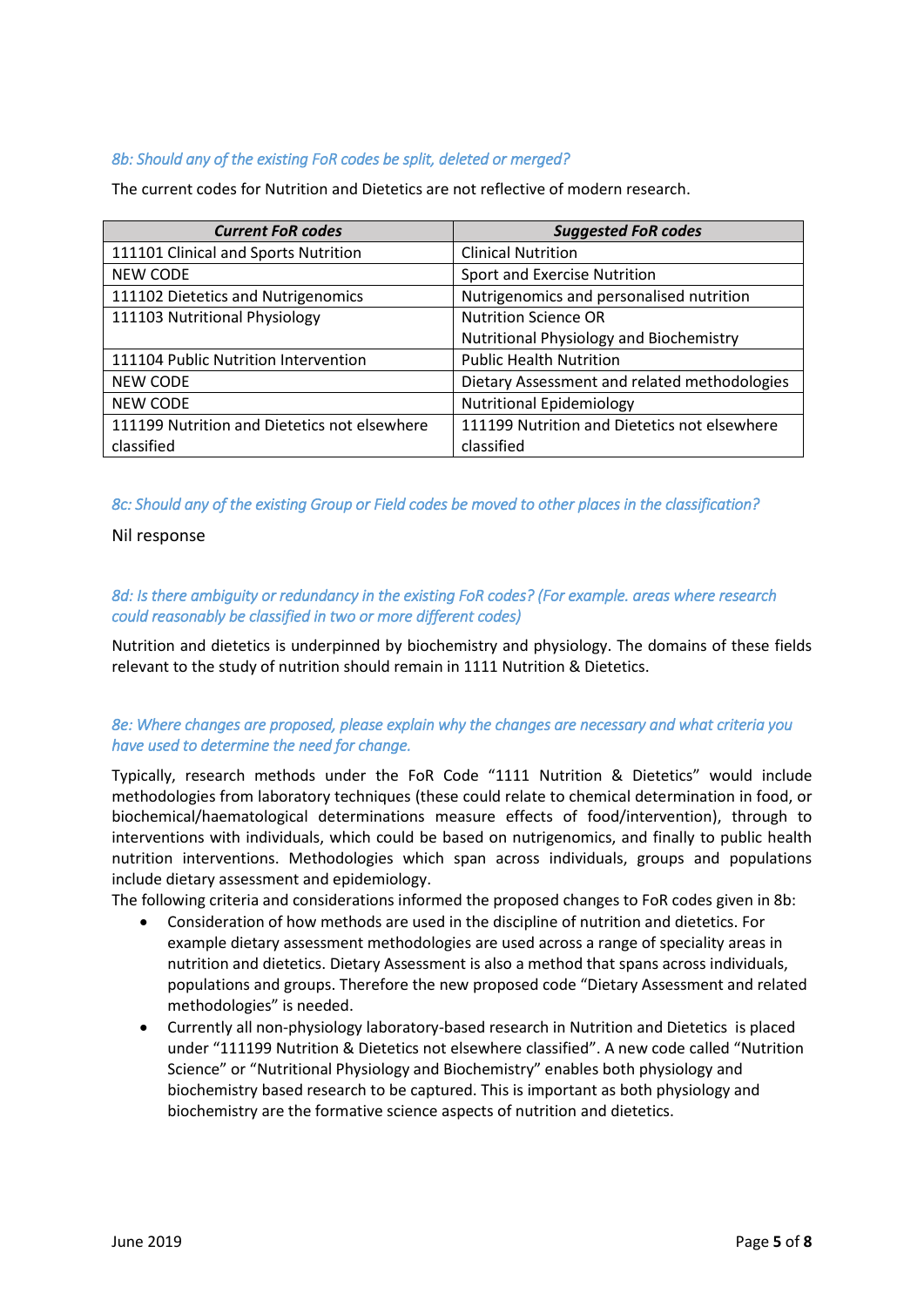*8b: Should any of the existing FoR codes be split, deleted or merged?*

The current codes for Nutrition and Dietetics are not reflective of modern research.

| ***Current FoR codes*** | ***Suggested FoR codes*** |
|---|---|
| 111101 Clinical and Sports Nutrition | Clinical Nutrition |
| NEW CODE | Sport and Exercise Nutrition |
| 111102 Dietetics and Nutrigenomics | Nutrigenomics and personalised nutrition |
| 111103 Nutritional Physiology | Nutrition Science OR Nutritional Physiology and Biochemistry |
| 111104 Public Nutrition Intervention | Public Health Nutrition |
| NEW CODE | Dietary Assessment and related methodologies |
| NEW CODE | Nutritional Epidemiology |
| 111199 Nutrition and Dietetics not elsewhere classified | 111199 Nutrition and Dietetics not elsewhere classified |

*8c: Should any of the existing Group or Field codes be moved to other places in the classification?*

Nil response

*8d: Is there ambiguity or redundancy in the existing FoR codes? (For example. areas where research could reasonably be classified in two or more different codes)*

Nutrition and dietetics is underpinned by biochemistry and physiology. The domains of these fields relevant to the study of nutrition should remain in 1111 Nutrition & Dietetics.

*8e: Where changes are proposed, please explain why the changes are necessary and what criteria you have used to determine the need for change.*

Typically, research methods under the FoR Code "1111 Nutrition & Dietetics" would include methodologies from laboratory techniques (these could relate to chemical determination in food, or biochemical/haematological determinations measure effects of food/intervention), through to interventions with individuals, which could be based on nutrigenomics, and finally to public health nutrition interventions. Methodologies which span across individuals, groups and populations include dietary assessment and epidemiology.

The following criteria and considerations informed the proposed changes to FoR codes given in 8b:

- Consideration of how methods are used in the discipline of nutrition and dietetics. For example dietary assessment methodologies are used across a range of speciality areas in nutrition and dietetics. Dietary Assessment is also a method that spans across individuals, populations and groups. Therefore the new proposed code "Dietary Assessment and related methodologies" is needed.
- Currently all non-physiology laboratory-based research in Nutrition and Dietetics is placed under "111199 Nutrition & Dietetics not elsewhere classified". A new code called "Nutrition Science" or "Nutritional Physiology and Biochemistry" enables both physiology and biochemistry based research to be captured. This is important as both physiology and biochemistry are the formative science aspects of nutrition and dietetics.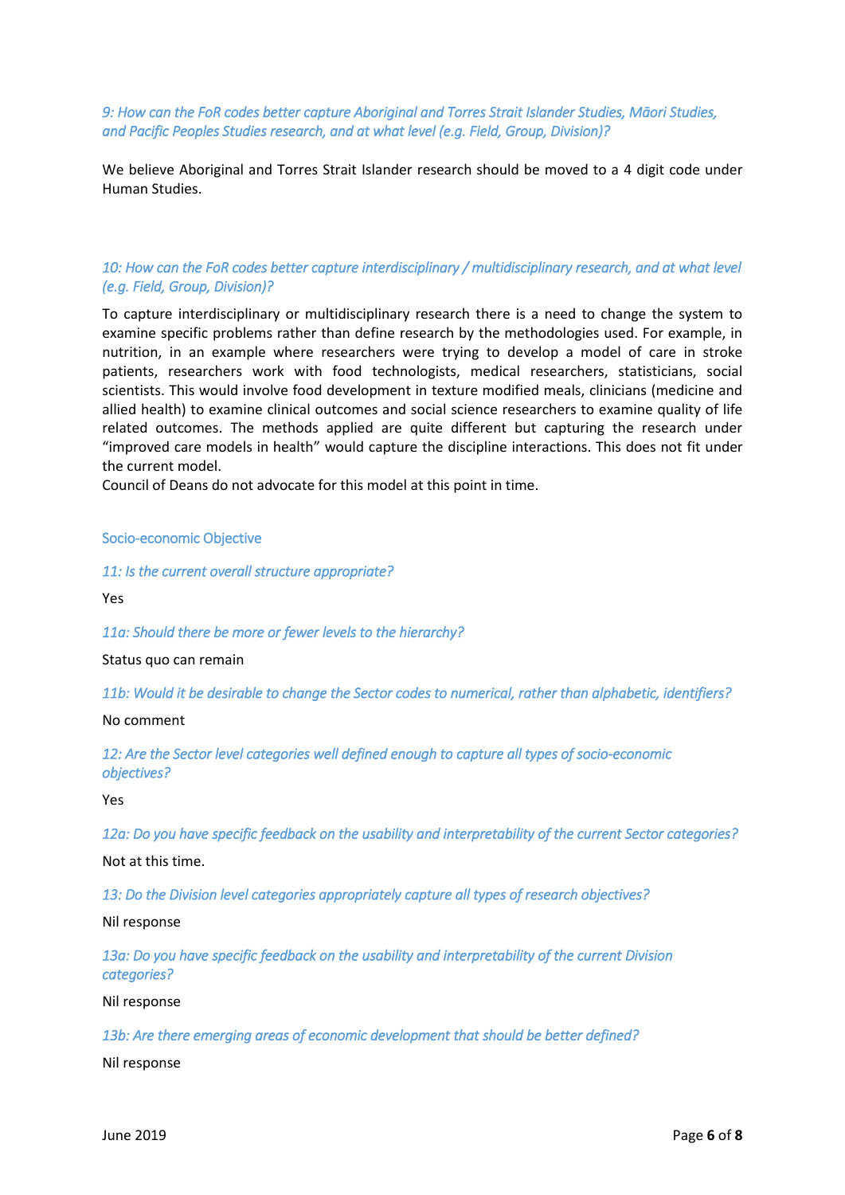*9: How can the FoR codes better capture Aboriginal and Torres Strait Islander Studies, Māori Studies, and Pacific Peoples Studies research, and at what level (e.g. Field, Group, Division)?*

We believe Aboriginal and Torres Strait Islander research should be moved to a 4 digit code under Human Studies.

*10: How can the FoR codes better capture interdisciplinary / multidisciplinary research, and at what level (e.g. Field, Group, Division)?*

To capture interdisciplinary or multidisciplinary research there is a need to change the system to examine specific problems rather than define research by the methodologies used. For example, in nutrition, in an example where researchers were trying to develop a model of care in stroke patients, researchers work with food technologists, medical researchers, statisticians, social scientists. This would involve food development in texture modified meals, clinicians (medicine and allied health) to examine clinical outcomes and social science researchers to examine quality of life related outcomes. The methods applied are quite different but capturing the research under "improved care models in health" would capture the discipline interactions. This does not fit under the current model.
Council of Deans do not advocate for this model at this point in time.

## Socio-economic Objective

*11: Is the current overall structure appropriate?*

Yes

*11a: Should there be more or fewer levels to the hierarchy?*

Status quo can remain

*11b: Would it be desirable to change the Sector codes to numerical, rather than alphabetic, identifiers?*

No comment

*12: Are the Sector level categories well defined enough to capture all types of socio-economic objectives?*

Yes

*12a: Do you have specific feedback on the usability and interpretability of the current Sector categories?*

Not at this time.

*13: Do the Division level categories appropriately capture all types of research objectives?*

Nil response

*13a: Do you have specific feedback on the usability and interpretability of the current Division categories?*

Nil response

*13b: Are there emerging areas of economic development that should be better defined?*

Nil response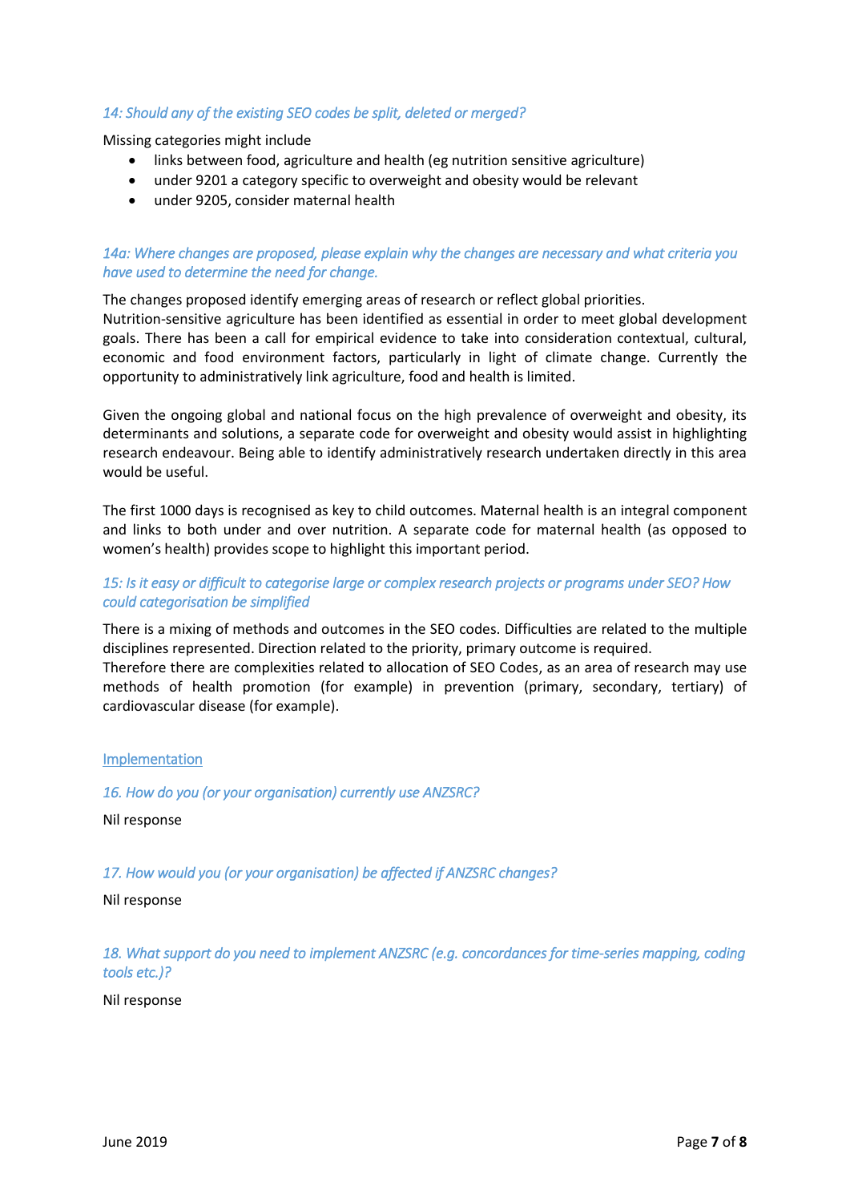*14: Should any of the existing SEO codes be split, deleted or merged?*

Missing categories might include

- links between food, agriculture and health (eg nutrition sensitive agriculture)
- under 9201 a category specific to overweight and obesity would be relevant
- under 9205, consider maternal health

*14a: Where changes are proposed, please explain why the changes are necessary and what criteria you have used to determine the need for change.*

The changes proposed identify emerging areas of research or reflect global priorities.
Nutrition-sensitive agriculture has been identified as essential in order to meet global development goals. There has been a call for empirical evidence to take into consideration contextual, cultural, economic and food environment factors, particularly in light of climate change. Currently the opportunity to administratively link agriculture, food and health is limited.

Given the ongoing global and national focus on the high prevalence of overweight and obesity, its determinants and solutions, a separate code for overweight and obesity would assist in highlighting research endeavour. Being able to identify administratively research undertaken directly in this area would be useful.

The first 1000 days is recognised as key to child outcomes. Maternal health is an integral component and links to both under and over nutrition. A separate code for maternal health (as opposed to women's health) provides scope to highlight this important period.

*15: Is it easy or difficult to categorise large or complex research projects or programs under SEO? How could categorisation be simplified*

There is a mixing of methods and outcomes in the SEO codes. Difficulties are related to the multiple disciplines represented. Direction related to the priority, primary outcome is required.
Therefore there are complexities related to allocation of SEO Codes, as an area of research may use methods of health promotion (for example) in prevention (primary, secondary, tertiary) of cardiovascular disease (for example).

## Implementation

*16. How do you (or your organisation) currently use ANZSRC?*

Nil response

*17. How would you (or your organisation) be affected if ANZSRC changes?*

Nil response

*18. What support do you need to implement ANZSRC (e.g. concordances for time-series mapping, coding tools etc.)?*

Nil response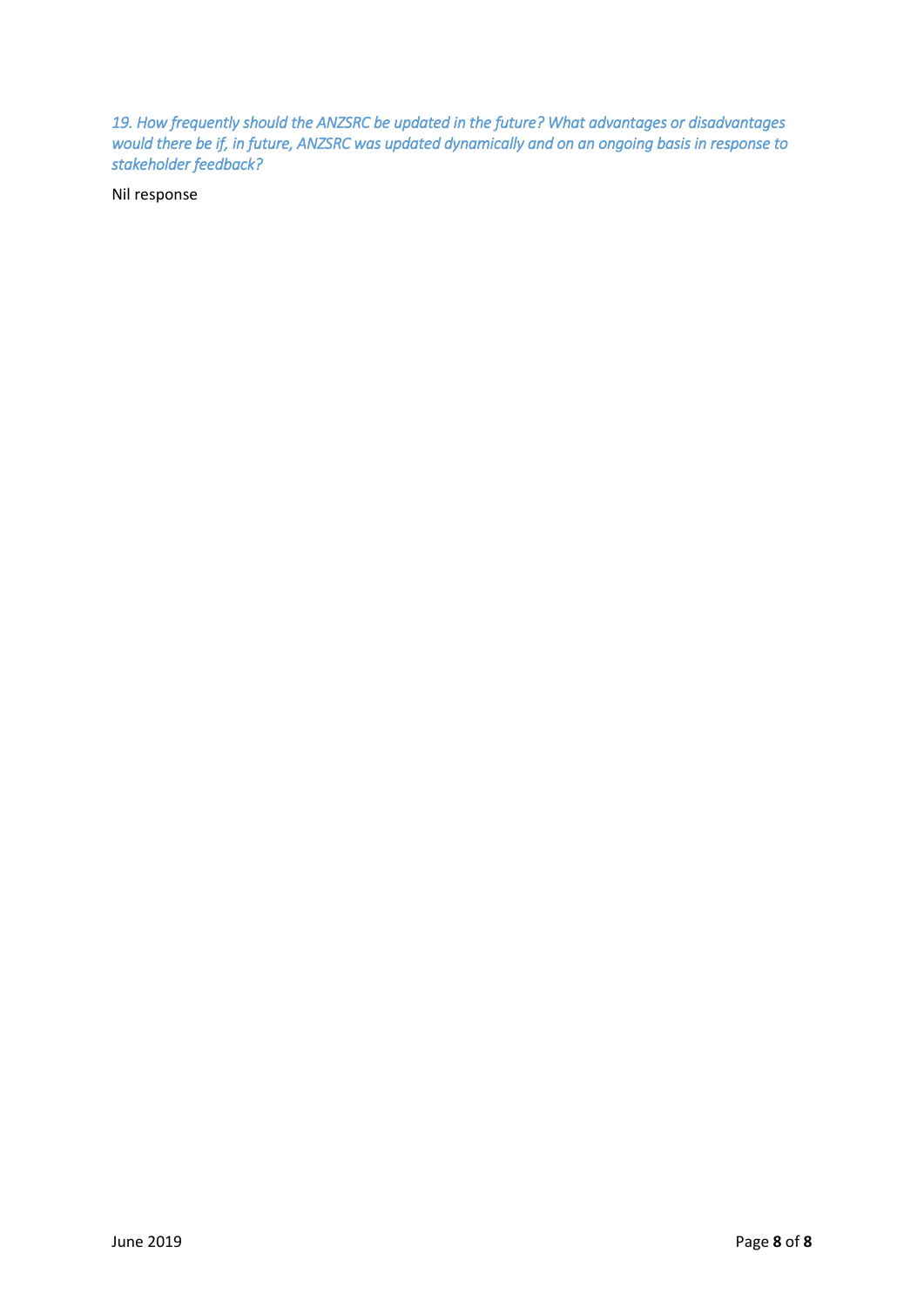*19. How frequently should the ANZSRC be updated in the future? What advantages or disadvantages would there be if, in future, ANZSRC was updated dynamically and on an ongoing basis in response to stakeholder feedback?*

Nil response